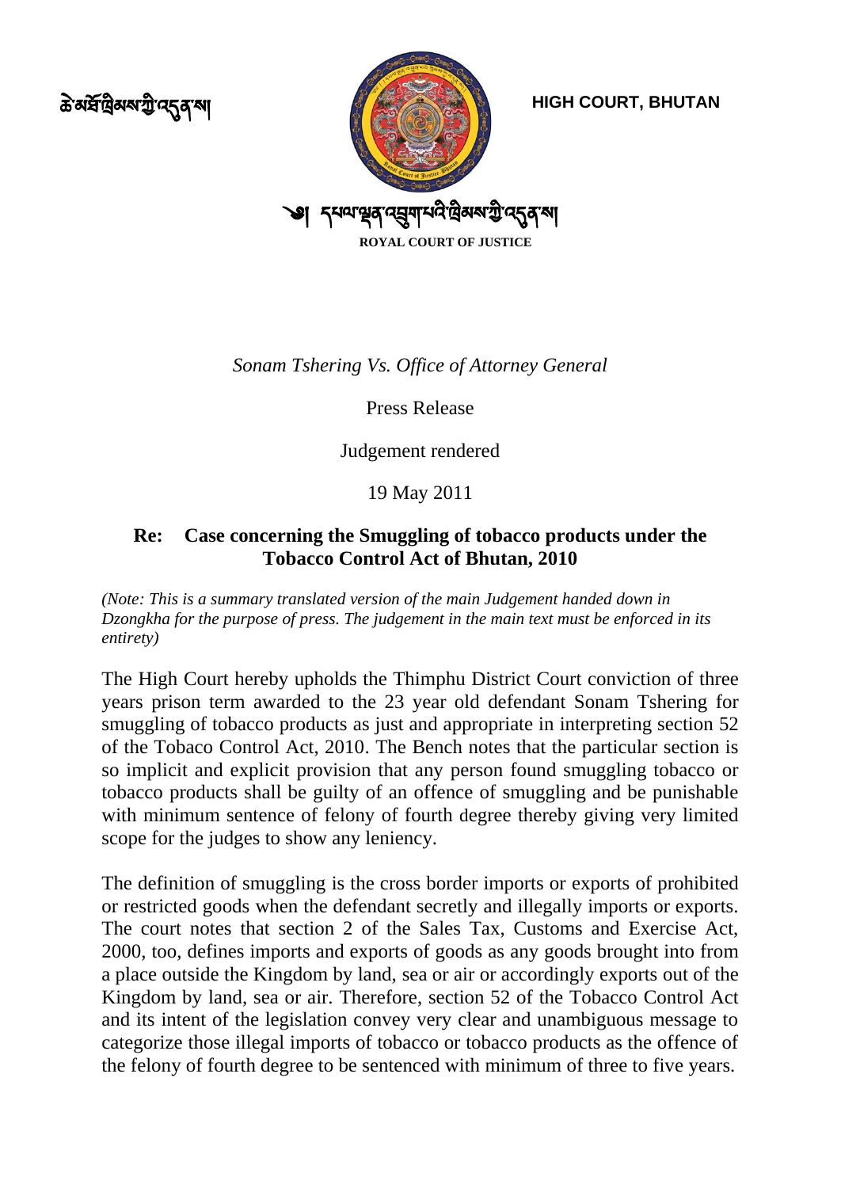ཆེ་མཐོ་ཁྲིམས་ཀྱི་འདུན་ས།

**HIGH COURT, BHUTAN**

༄། དཔལ་ལྡན་འབྲུག་པའི་ཁྲིམས་ཀྱི་འདུན་ས།

**ROYAL COURT OF JUSTICE**

*Sonam Tshering Vs. Office of Attorney General*

Press Release

Judgement rendered

19 May 2011

**Re: Case concerning the Smuggling of tobacco products under the Tobacco Control Act of Bhutan, 2010**

*(Note: This is a summary translated version of the main Judgement handed down in Dzongkha for the purpose of press. The judgement in the main text must be enforced in its entirety)*

The High Court hereby upholds the Thimphu District Court conviction of three years prison term awarded to the 23 year old defendant Sonam Tshering for smuggling of tobacco products as just and appropriate in interpreting section 52 of the Tobaco Control Act, 2010. The Bench notes that the particular section is so implicit and explicit provision that any person found smuggling tobacco or tobacco products shall be guilty of an offence of smuggling and be punishable with minimum sentence of felony of fourth degree thereby giving very limited scope for the judges to show any leniency.

The definition of smuggling is the cross border imports or exports of prohibited or restricted goods when the defendant secretly and illegally imports or exports. The court notes that section 2 of the Sales Tax, Customs and Exercise Act, 2000, too, defines imports and exports of goods as any goods brought into from a place outside the Kingdom by land, sea or air or accordingly exports out of the Kingdom by land, sea or air. Therefore, section 52 of the Tobacco Control Act and its intent of the legislation convey very clear and unambiguous message to categorize those illegal imports of tobacco or tobacco products as the offence of the felony of fourth degree to be sentenced with minimum of three to five years.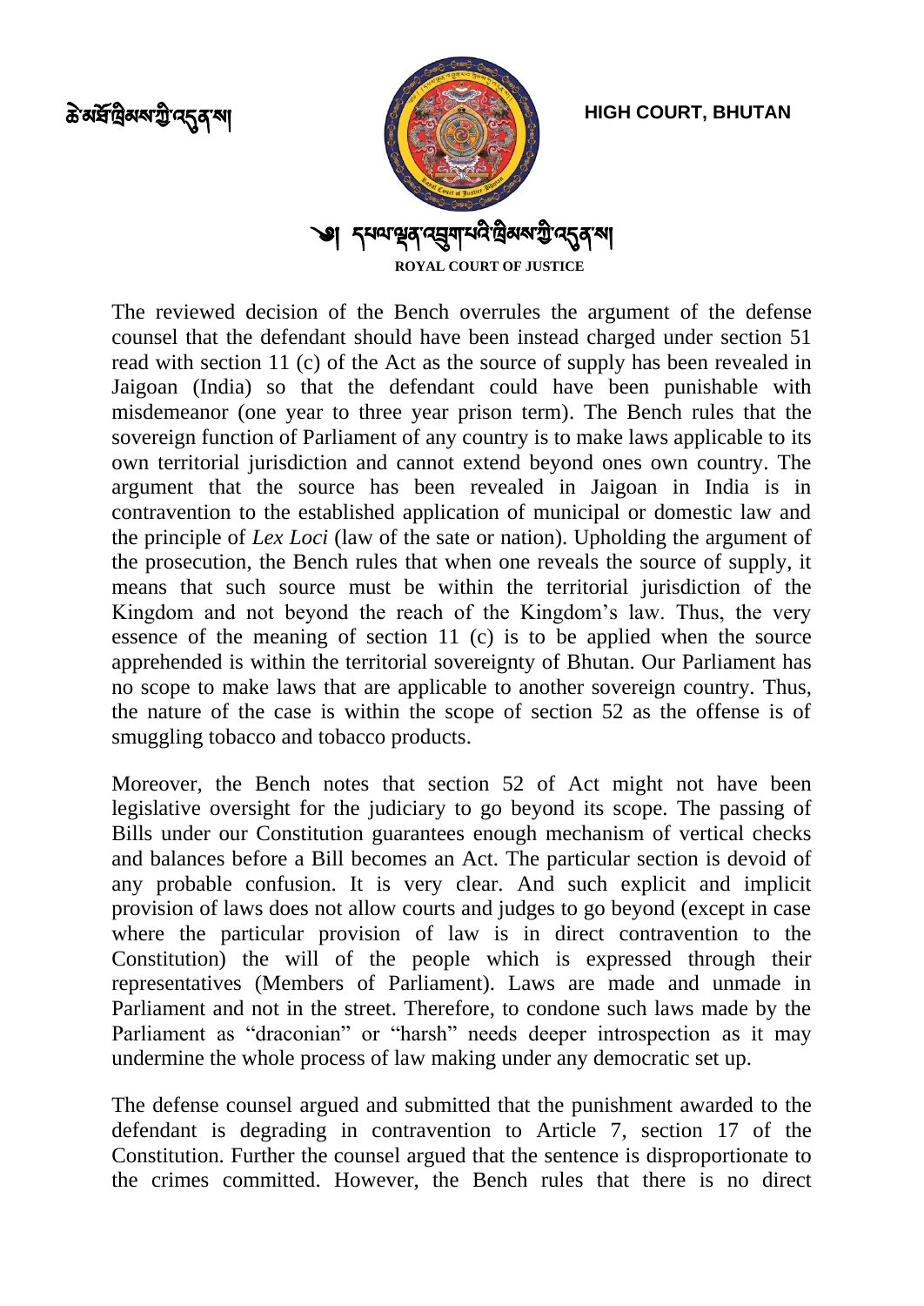The reviewed decision of the Bench overrules the argument of the defense counsel that the defendant should have been instead charged under section 51 read with section 11 (c) of the Act as the source of supply has been revealed in Jaigoan (India) so that the defendant could have been punishable with misdemeanor (one year to three year prison term). The Bench rules that the sovereign function of Parliament of any country is to make laws applicable to its own territorial jurisdiction and cannot extend beyond ones own country. The argument that the source has been revealed in Jaigoan in India is in contravention to the established application of municipal or domestic law and the principle of *Lex Loci* (law of the sate or nation). Upholding the argument of the prosecution, the Bench rules that when one reveals the source of supply, it means that such source must be within the territorial jurisdiction of the Kingdom and not beyond the reach of the Kingdom's law. Thus, the very essence of the meaning of section 11 (c) is to be applied when the source apprehended is within the territorial sovereignty of Bhutan. Our Parliament has no scope to make laws that are applicable to another sovereign country. Thus, the nature of the case is within the scope of section 52 as the offense is of smuggling tobacco and tobacco products.

Moreover, the Bench notes that section 52 of Act might not have been legislative oversight for the judiciary to go beyond its scope. The passing of Bills under our Constitution guarantees enough mechanism of vertical checks and balances before a Bill becomes an Act. The particular section is devoid of any probable confusion. It is very clear. And such explicit and implicit provision of laws does not allow courts and judges to go beyond (except in case where the particular provision of law is in direct contravention to the Constitution) the will of the people which is expressed through their representatives (Members of Parliament). Laws are made and unmade in Parliament and not in the street. Therefore, to condone such laws made by the Parliament as "draconian" or "harsh" needs deeper introspection as it may undermine the whole process of law making under any democratic set up.

The defense counsel argued and submitted that the punishment awarded to the defendant is degrading in contravention to Article 7, section 17 of the Constitution. Further the counsel argued that the sentence is disproportionate to the crimes committed. However, the Bench rules that there is no direct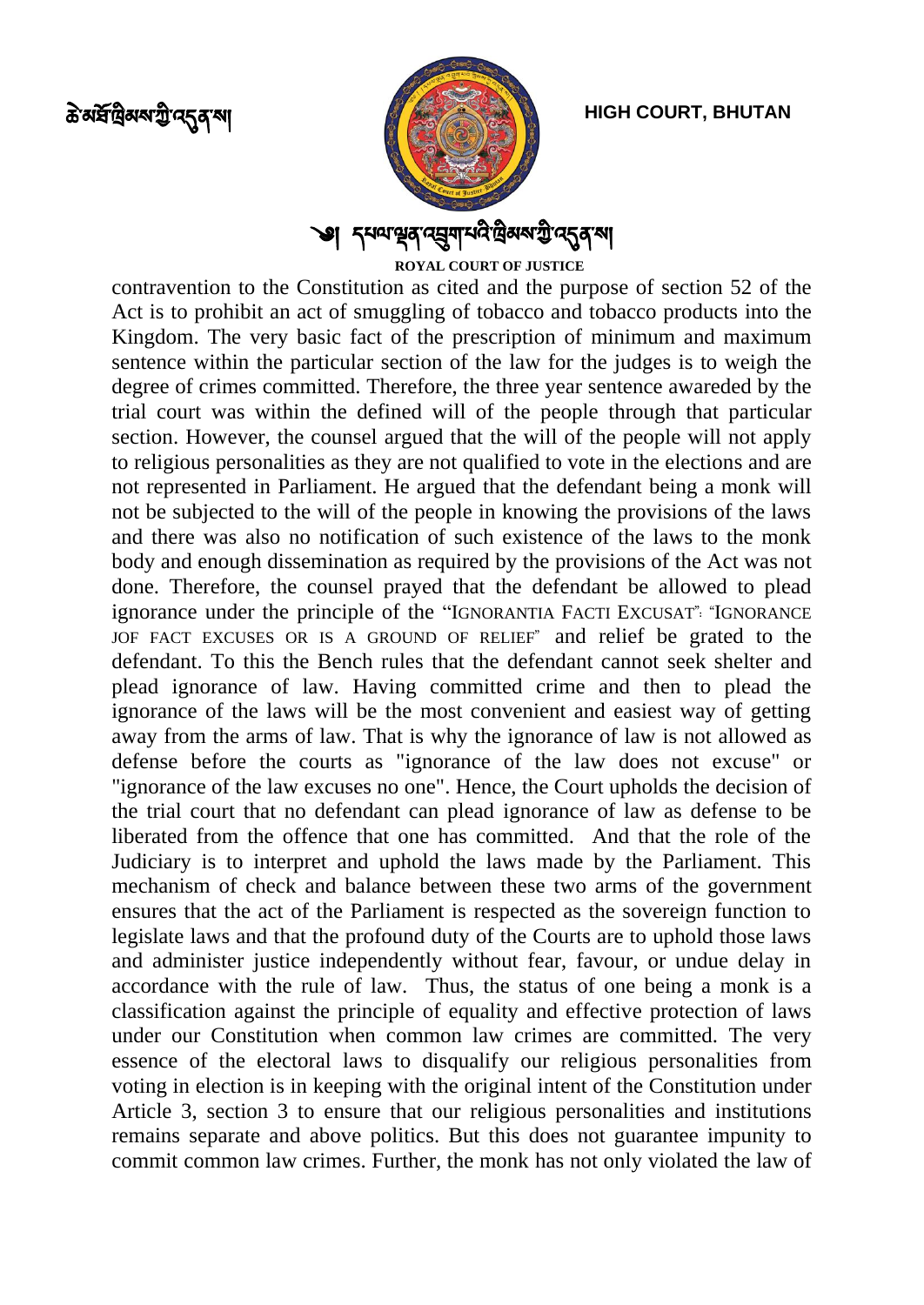contravention to the Constitution as cited and the purpose of section 52 of the Act is to prohibit an act of smuggling of tobacco and tobacco products into the Kingdom. The very basic fact of the prescription of minimum and maximum sentence within the particular section of the law for the judges is to weigh the degree of crimes committed. Therefore, the three year sentence awareded by the trial court was within the defined will of the people through that particular section. However, the counsel argued that the will of the people will not apply to religious personalities as they are not qualified to vote in the elections and are not represented in Parliament. He argued that the defendant being a monk will not be subjected to the will of the people in knowing the provisions of the laws and there was also no notification of such existence of the laws to the monk body and enough dissemination as required by the provisions of the Act was not done. Therefore, the counsel prayed that the defendant be allowed to plead ignorance under the principle of the "IGNORANTIA FACTI EXCUSAT": "IGNORANCE JOF FACT EXCUSES OR IS A GROUND OF RELIEF" and relief be grated to the defendant. To this the Bench rules that the defendant cannot seek shelter and plead ignorance of law. Having committed crime and then to plead the ignorance of the laws will be the most convenient and easiest way of getting away from the arms of law. That is why the ignorance of law is not allowed as defense before the courts as "ignorance of the law does not excuse" or "ignorance of the law excuses no one". Hence, the Court upholds the decision of the trial court that no defendant can plead ignorance of law as defense to be liberated from the offence that one has committed. And that the role of the Judiciary is to interpret and uphold the laws made by the Parliament. This mechanism of check and balance between these two arms of the government ensures that the act of the Parliament is respected as the sovereign function to legislate laws and that the profound duty of the Courts are to uphold those laws and administer justice independently without fear, favour, or undue delay in accordance with the rule of law. Thus, the status of one being a monk is a classification against the principle of equality and effective protection of laws under our Constitution when common law crimes are committed. The very essence of the electoral laws to disqualify our religious personalities from voting in election is in keeping with the original intent of the Constitution under Article 3, section 3 to ensure that our religious personalities and institutions remains separate and above politics. But this does not guarantee impunity to commit common law crimes. Further, the monk has not only violated the law of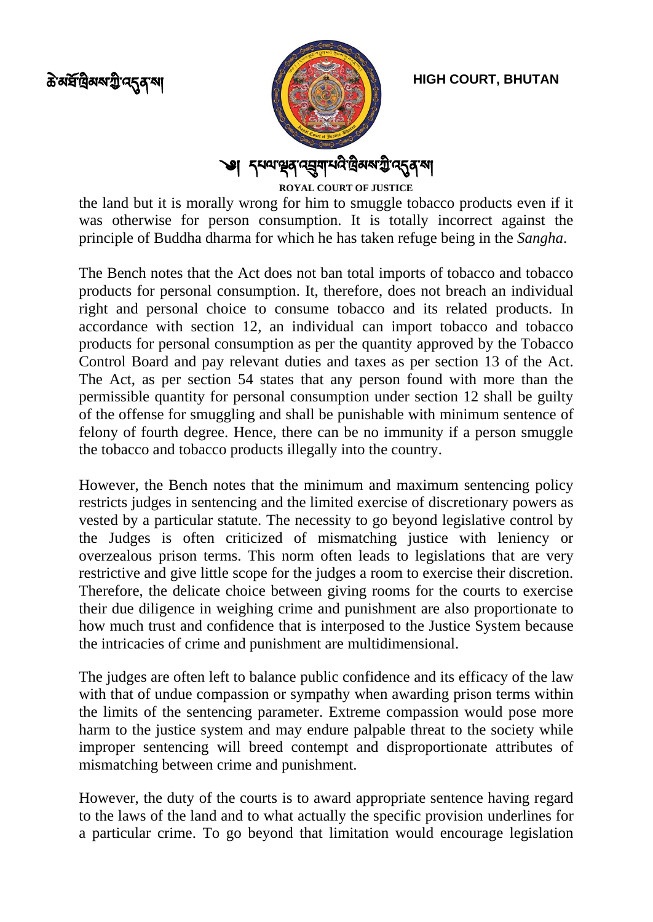the land but it is morally wrong for him to smuggle tobacco products even if it was otherwise for person consumption. It is totally incorrect against the principle of Buddha dharma for which he has taken refuge being in the *Sangha*.

The Bench notes that the Act does not ban total imports of tobacco and tobacco products for personal consumption. It, therefore, does not breach an individual right and personal choice to consume tobacco and its related products. In accordance with section 12, an individual can import tobacco and tobacco products for personal consumption as per the quantity approved by the Tobacco Control Board and pay relevant duties and taxes as per section 13 of the Act. The Act, as per section 54 states that any person found with more than the permissible quantity for personal consumption under section 12 shall be guilty of the offense for smuggling and shall be punishable with minimum sentence of felony of fourth degree. Hence, there can be no immunity if a person smuggle the tobacco and tobacco products illegally into the country.

However, the Bench notes that the minimum and maximum sentencing policy restricts judges in sentencing and the limited exercise of discretionary powers as vested by a particular statute. The necessity to go beyond legislative control by the Judges is often criticized of mismatching justice with leniency or overzealous prison terms. This norm often leads to legislations that are very restrictive and give little scope for the judges a room to exercise their discretion. Therefore, the delicate choice between giving rooms for the courts to exercise their due diligence in weighing crime and punishment are also proportionate to how much trust and confidence that is interposed to the Justice System because the intricacies of crime and punishment are multidimensional.

The judges are often left to balance public confidence and its efficacy of the law with that of undue compassion or sympathy when awarding prison terms within the limits of the sentencing parameter. Extreme compassion would pose more harm to the justice system and may endure palpable threat to the society while improper sentencing will breed contempt and disproportionate attributes of mismatching between crime and punishment.

However, the duty of the courts is to award appropriate sentence having regard to the laws of the land and to what actually the specific provision underlines for a particular crime. To go beyond that limitation would encourage legislation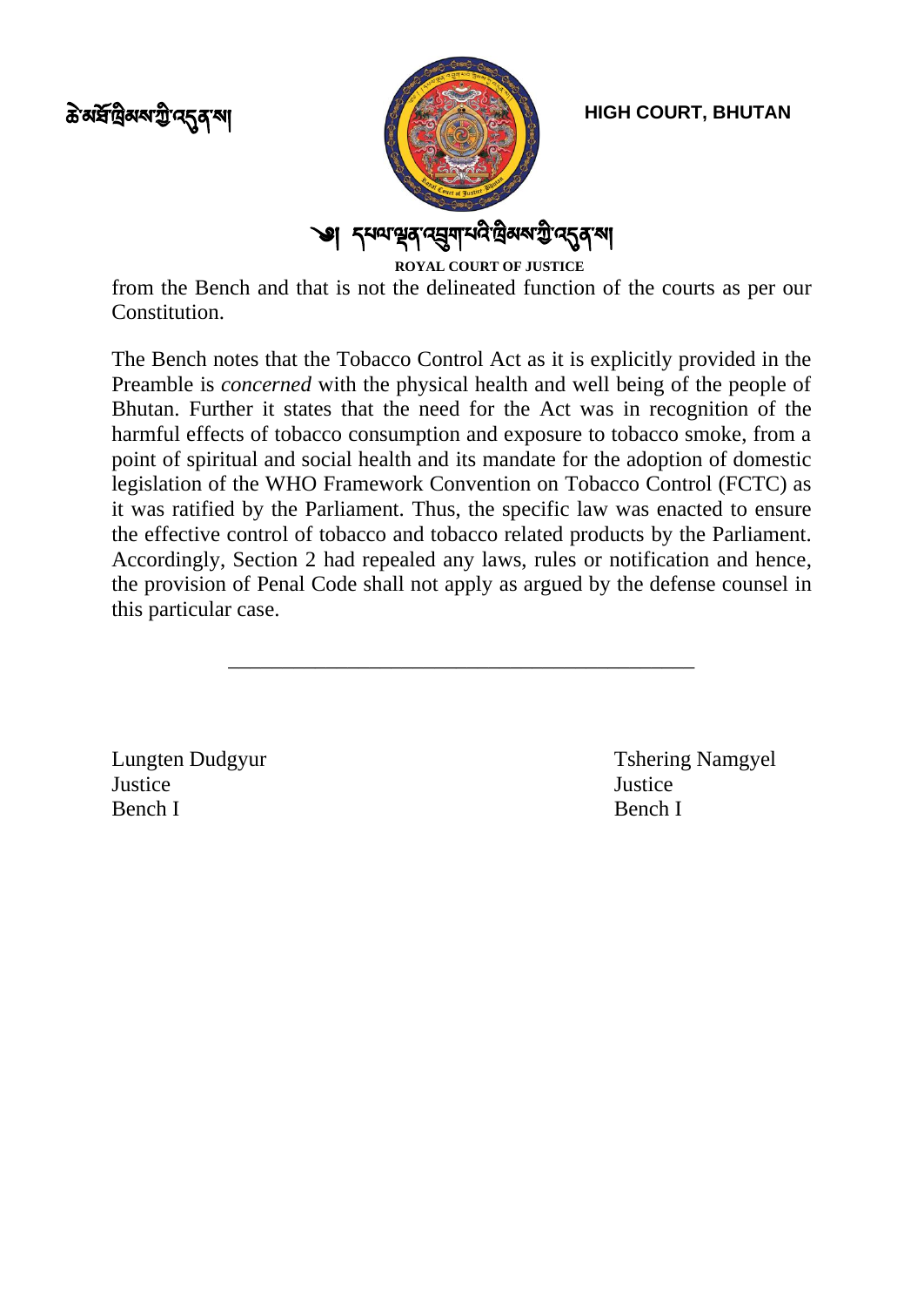from the Bench and that is not the delineated function of the courts as per our Constitution.

The Bench notes that the Tobacco Control Act as it is explicitly provided in the Preamble is *concerned* with the physical health and well being of the people of Bhutan. Further it states that the need for the Act was in recognition of the harmful effects of tobacco consumption and exposure to tobacco smoke, from a point of spiritual and social health and its mandate for the adoption of domestic legislation of the WHO Framework Convention on Tobacco Control (FCTC) as it was ratified by the Parliament. Thus, the specific law was enacted to ensure the effective control of tobacco and tobacco related products by the Parliament. Accordingly, Section 2 had repealed any laws, rules or notification and hence, the provision of Penal Code shall not apply as argued by the defense counsel in this particular case.

---

| | |
|---|---|
| Lungten Dudgyur<br>Justice<br>Bench I | Tshering Namgyel<br>Justice<br>Bench I |